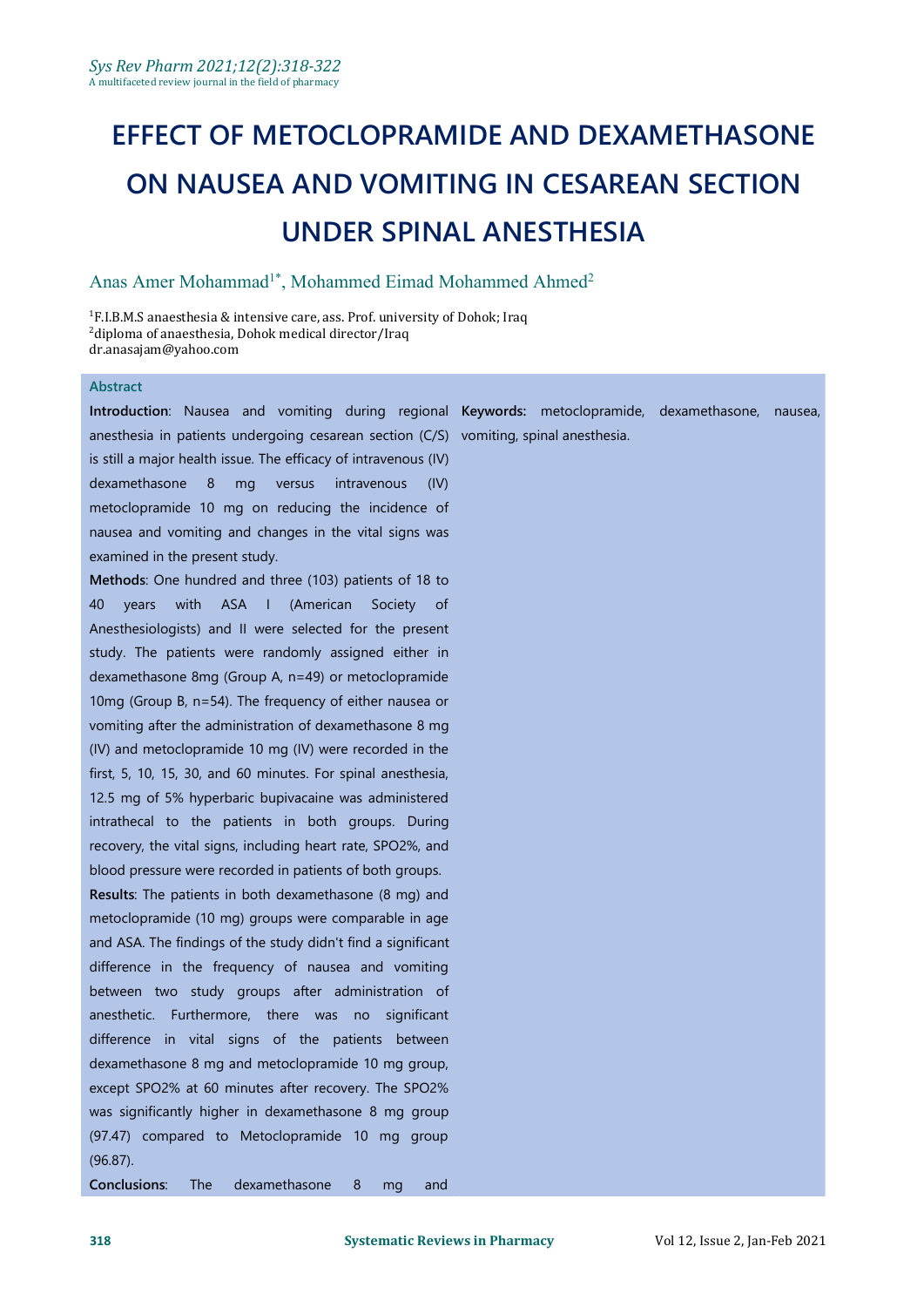# EFFECT OF METOCLOPRAMIDE AND DEXAMETHASONE ON NAUSEA AND VOMITING IN CESAREAN SECTION UNDER SPINAL ANESTHESIA

Anas Amer Mohammad[1*], Mohammed Eimad Mohammed Ahmed[2]

[1]F.I.B.M.S anaesthesia & intensive care, ass. Prof. university of Dohok; Iraq
[2]diploma of anaesthesia, Dohok medical director/Iraq
dr.anasajam@yahoo.com

## Abstract

**Introduction**: Nausea and vomiting during regional anesthesia in patients undergoing cesarean section (C/S) is still a major health issue. The efficacy of intravenous (IV) dexamethasone 8 mg versus intravenous (IV) metoclopramide 10 mg on reducing the incidence of nausea and vomiting and changes in the vital signs was examined in the present study.

**Methods**: One hundred and three (103) patients of 18 to 40 years with ASA I (American Society of Anesthesiologists) and II were selected for the present study. The patients were randomly assigned either in dexamethasone 8mg (Group A, n=49) or metoclopramide 10mg (Group B, n=54). The frequency of either nausea or vomiting after the administration of dexamethasone 8 mg (IV) and metoclopramide 10 mg (IV) were recorded in the first, 5, 10, 15, 30, and 60 minutes. For spinal anesthesia, 12.5 mg of 5% hyperbaric bupivacaine was administered intrathecal to the patients in both groups. During recovery, the vital signs, including heart rate, SPO2%, and blood pressure were recorded in patients of both groups.

**Results**: The patients in both dexamethasone (8 mg) and metoclopramide (10 mg) groups were comparable in age and ASA. The findings of the study didn't find a significant difference in the frequency of nausea and vomiting between two study groups after administration of anesthetic. Furthermore, there was no significant difference in vital signs of the patients between dexamethasone 8 mg and metoclopramide 10 mg group, except SPO2% at 60 minutes after recovery. The SPO2% was significantly higher in dexamethasone 8 mg group (97.47) compared to Metoclopramide 10 mg group (96.87).

**Conclusions**: The dexamethasone 8 mg and

**Keywords:** metoclopramide, dexamethasone, nausea, vomiting, spinal anesthesia.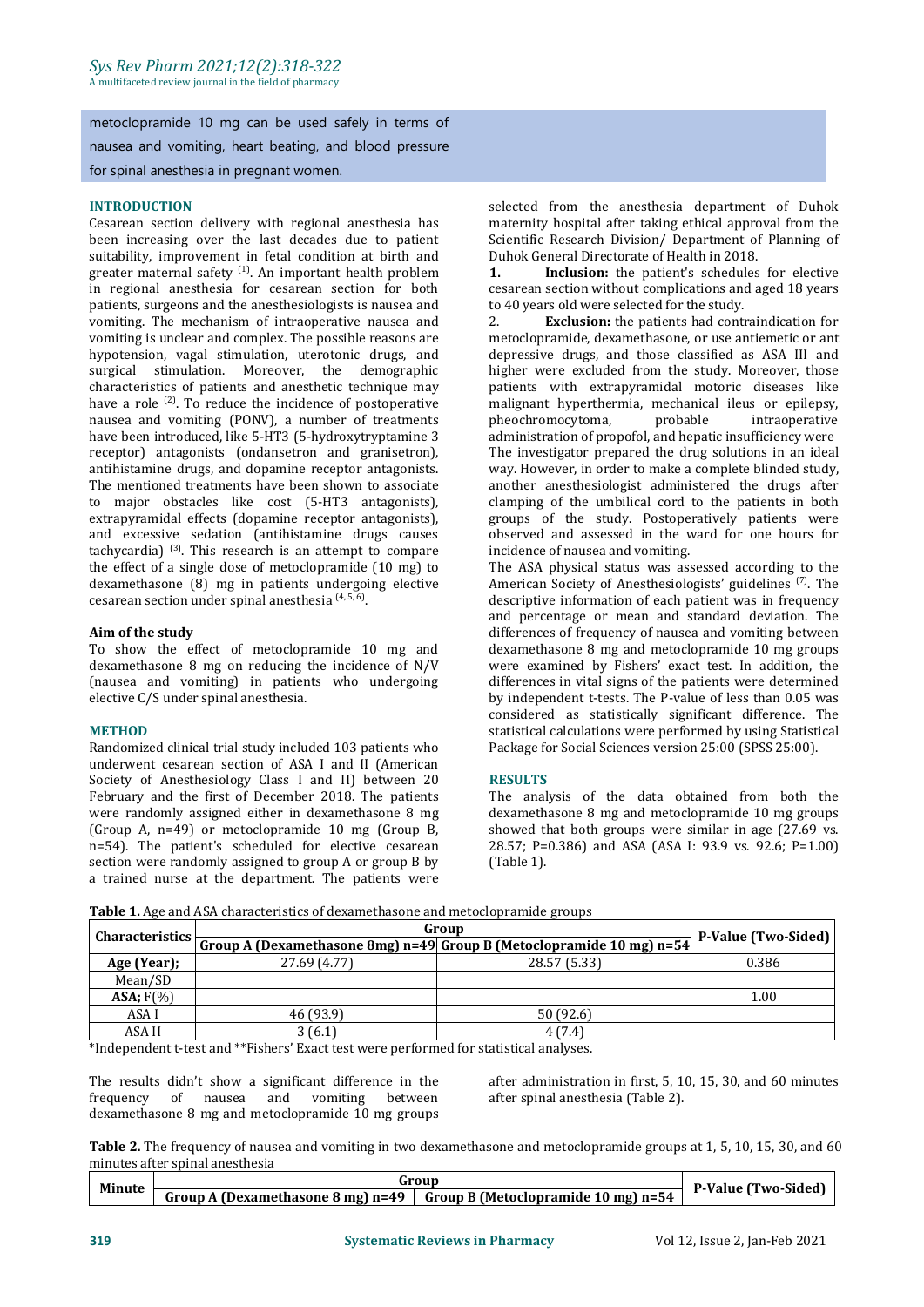metoclopramide 10 mg can be used safely in terms of nausea and vomiting, heart beating, and blood pressure for spinal anesthesia in pregnant women.

## INTRODUCTION

Cesarean section delivery with regional anesthesia has been increasing over the last decades due to patient suitability, improvement in fetal condition at birth and greater maternal safety [1]. An important health problem in regional anesthesia for cesarean section for both patients, surgeons and the anesthesiologists is nausea and vomiting. The mechanism of intraoperative nausea and vomiting is unclear and complex. The possible reasons are hypotension, vagal stimulation, uterotonic drugs, and surgical stimulation. Moreover, the demographic characteristics of patients and anesthetic technique may have a role [2]. To reduce the incidence of postoperative nausea and vomiting (PONV), a number of treatments have been introduced, like 5-HT3 (5-hydroxytryptamine 3 receptor) antagonists (ondansetron and granisetron), antihistamine drugs, and dopamine receptor antagonists. The mentioned treatments have been shown to associate to major obstacles like cost (5-HT3 antagonists), extrapyramidal effects (dopamine receptor antagonists), and excessive sedation (antihistamine drugs causes tachycardia) [3]. This research is an attempt to compare the effect of a single dose of metoclopramide (10 mg) to dexamethasone (8) mg in patients undergoing elective cesarean section under spinal anesthesia [4, 5, 6].

### Aim of the study

To show the effect of metoclopramide 10 mg and dexamethasone 8 mg on reducing the incidence of N/V (nausea and vomiting) in patients who undergoing elective C/S under spinal anesthesia.

## METHOD

Randomized clinical trial study included 103 patients who underwent cesarean section of ASA I and II (American Society of Anesthesiology Class I and II) between 20 February and the first of December 2018. The patients were randomly assigned either in dexamethasone 8 mg (Group A, n=49) or metoclopramide 10 mg (Group B, n=54). The patient's scheduled for elective cesarean section were randomly assigned to group A or group B by a trained nurse at the department. The patients were selected from the anesthesia department of Duhok maternity hospital after taking ethical approval from the Scientific Research Division/ Department of Planning of Duhok General Directorate of Health in 2018.

1. **Inclusion:** the patient's schedules for elective cesarean section without complications and aged 18 years to 40 years old were selected for the study.
2. **Exclusion:** the patients had contraindication for metoclopramide, dexamethasone, or use antiemetic or ant depressive drugs, and those classified as ASA III and higher were excluded from the study. Moreover, those patients with extrapyramidal motoric diseases like malignant hyperthermia, mechanical ileus or epilepsy, pheochromocytoma, probable intraoperative administration of propofol, and hepatic insufficiency were

The investigator prepared the drug solutions in an ideal way. However, in order to make a complete blinded study, another anesthesiologist administered the drugs after clamping of the umbilical cord to the patients in both groups of the study. Postoperatively patients were observed and assessed in the ward for one hours for incidence of nausea and vomiting.

The ASA physical status was assessed according to the American Society of Anesthesiologists' guidelines [7]. The descriptive information of each patient was in frequency and percentage or mean and standard deviation. The differences of frequency of nausea and vomiting between dexamethasone 8 mg and metoclopramide 10 mg groups were examined by Fishers' exact test. In addition, the differences in vital signs of the patients were determined by independent t-tests. The P-value of less than 0.05 was considered as statistically significant difference. The statistical calculations were performed by using Statistical Package for Social Sciences version 25:00 (SPSS 25:00).

## RESULTS

The analysis of the data obtained from both the dexamethasone 8 mg and metoclopramide 10 mg groups showed that both groups were similar in age (27.69 vs. 28.57; P=0.386) and ASA (ASA I: 93.9 vs. 92.6; P=1.00) (Table 1).

**Table 1.** Age and ASA characteristics of dexamethasone and metoclopramide groups

| Characteristics | Group | | P-Value (Two-Sided) |
|---|---|---|---|
| | Group A (Dexamethasone 8mg) n=49 | Group B (Metoclopramide 10 mg) n=54 | |
| **Age (Year);** | 27.69 (4.77) | 28.57 (5.33) | 0.386 |
| Mean/SD | | | |
| **ASA;** F(%) | | | 1.00 |
| ASA I | 46 (93.9) | 50 (92.6) | |
| ASA II | 3 (6.1) | 4 (7.4) | |

*Independent t-test and **Fishers' Exact test were performed for statistical analyses.

The results didn't show a significant difference in the frequency of nausea and vomiting between dexamethasone 8 mg and metoclopramide 10 mg groups after administration in first, 5, 10, 15, 30, and 60 minutes after spinal anesthesia (Table 2).

**Table 2.** The frequency of nausea and vomiting in two dexamethasone and metoclopramide groups at 1, 5, 10, 15, 30, and 60 minutes after spinal anesthesia

| Minute | Group | | P-Value (Two-Sided) |
|---|---|---|---|
| | Group A (Dexamethasone 8 mg) n=49 | Group B (Metoclopramide 10 mg) n=54 | |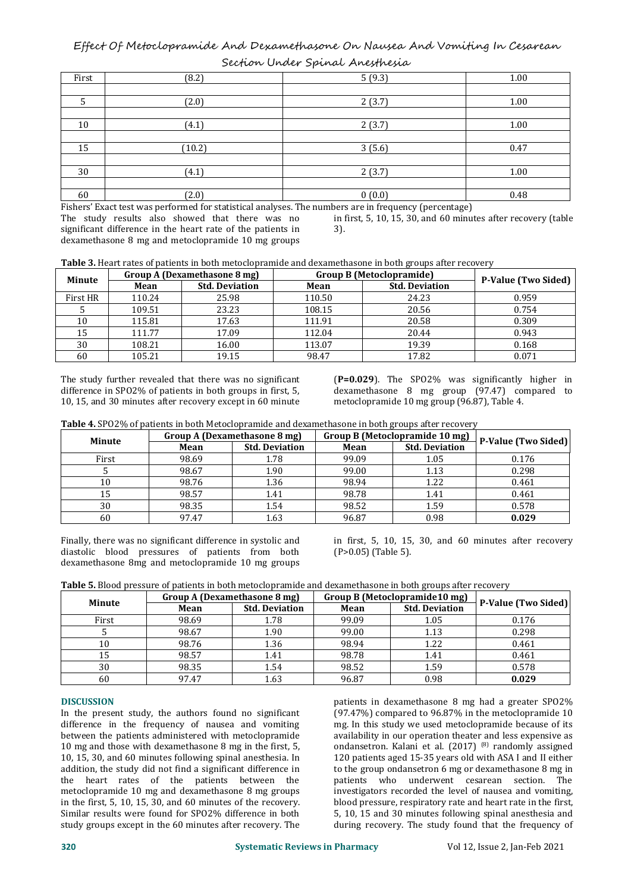| First | (8.2) | 5 (9.3) | 1.00 |
|---|---|---|---|
| | | | |
| 5 | (2.0) | 2 (3.7) | 1.00 |
| | | | |
| 10 | (4.1) | 2 (3.7) | 1.00 |
| | | | |
| 15 | (10.2) | 3 (5.6) | 0.47 |
| | | | |
| 30 | (4.1) | 2 (3.7) | 1.00 |
| | | | |
| 60 | (2.0) | 0 (0.0) | 0.48 |

Fishers' Exact test was performed for statistical analyses. The numbers are in frequency (percentage)

The study results also showed that there was no significant difference in the heart rate of the patients in dexamethasone 8 mg and metoclopramide 10 mg groups in first, 5, 10, 15, 30, and 60 minutes after recovery (table 3).

**Table 3.** Heart rates of patients in both metoclopramide and dexamethasone in both groups after recovery

| Minute | Group A (Dexamethasone 8 mg) | | Group B (Metoclopramide) | | P-Value (Two Sided) |
|---|---|---|---|---|---|
| | Mean | Std. Deviation | Mean | Std. Deviation | |
| First HR | 110.24 | 25.98 | 110.50 | 24.23 | 0.959 |
| 5 | 109.51 | 23.23 | 108.15 | 20.56 | 0.754 |
| 10 | 115.81 | 17.63 | 111.91 | 20.58 | 0.309 |
| 15 | 111.77 | 17.09 | 112.04 | 20.44 | 0.943 |
| 30 | 108.21 | 16.00 | 113.07 | 19.39 | 0.168 |
| 60 | 105.21 | 19.15 | 98.47 | 17.82 | 0.071 |

The study further revealed that there was no significant difference in SPO2% of patients in both groups in first, 5, 10, 15, and 30 minutes after recovery except in 60 minute (**P=0.029**). The SPO2% was significantly higher in dexamethasone 8 mg group (97.47) compared to metoclopramide 10 mg group (96.87), Table 4.

**Table 4.** SPO2% of patients in both Metoclopramide and dexamethasone in both groups after recovery

| Minute | Group A (Dexamethasone 8 mg) | | Group B (Metoclopramide 10 mg) | | P-Value (Two Sided) |
|---|---|---|---|---|---|
| | Mean | Std. Deviation | Mean | Std. Deviation | |
| First | 98.69 | 1.78 | 99.09 | 1.05 | 0.176 |
| 5 | 98.67 | 1.90 | 99.00 | 1.13 | 0.298 |
| 10 | 98.76 | 1.36 | 98.94 | 1.22 | 0.461 |
| 15 | 98.57 | 1.41 | 98.78 | 1.41 | 0.461 |
| 30 | 98.35 | 1.54 | 98.52 | 1.59 | 0.578 |
| 60 | 97.47 | 1.63 | 96.87 | 0.98 | **0.029** |

Finally, there was no significant difference in systolic and diastolic blood pressures of patients from both dexamethasone 8mg and metoclopramide 10 mg groups in first, 5, 10, 15, 30, and 60 minutes after recovery (P>0.05) (Table 5).

**Table 5.** Blood pressure of patients in both metoclopramide and dexamethasone in both groups after recovery

| Minute | Group A (Dexamethasone 8 mg) | | Group B (Metoclopramide10 mg) | | P-Value (Two Sided) |
|---|---|---|---|---|---|
| | Mean | Std. Deviation | Mean | Std. Deviation | |
| First | 98.69 | 1.78 | 99.09 | 1.05 | 0.176 |
| 5 | 98.67 | 1.90 | 99.00 | 1.13 | 0.298 |
| 10 | 98.76 | 1.36 | 98.94 | 1.22 | 0.461 |
| 15 | 98.57 | 1.41 | 98.78 | 1.41 | 0.461 |
| 30 | 98.35 | 1.54 | 98.52 | 1.59 | 0.578 |
| 60 | 97.47 | 1.63 | 96.87 | 0.98 | **0.029** |

## DISCUSSION

In the present study, the authors found no significant difference in the frequency of nausea and vomiting between the patients administered with metoclopramide 10 mg and those with dexamethasone 8 mg in the first, 5, 10, 15, 30, and 60 minutes following spinal anesthesia. In addition, the study did not find a significant difference in the heart rates of the patients between the metoclopramide 10 mg and dexamethasone 8 mg groups in the first, 5, 10, 15, 30, and 60 minutes of the recovery. Similar results were found for SPO2% difference in both study groups except in the 60 minutes after recovery. The patients in dexamethasone 8 mg had a greater SPO2% (97.47%) compared to 96.87% in the metoclopramide 10 mg. In this study we used metoclopramide because of its availability in our operation theater and less expensive as ondansetron. Kalani et al. (2017) [8] randomly assigned 120 patients aged 15-35 years old with ASA I and II either to the group ondansetron 6 mg or dexamethasone 8 mg in patients who underwent cesarean section. The investigators recorded the level of nausea and vomiting, blood pressure, respiratory rate and heart rate in the first, 5, 10, 15 and 30 minutes following spinal anesthesia and during recovery. The study found that the frequency of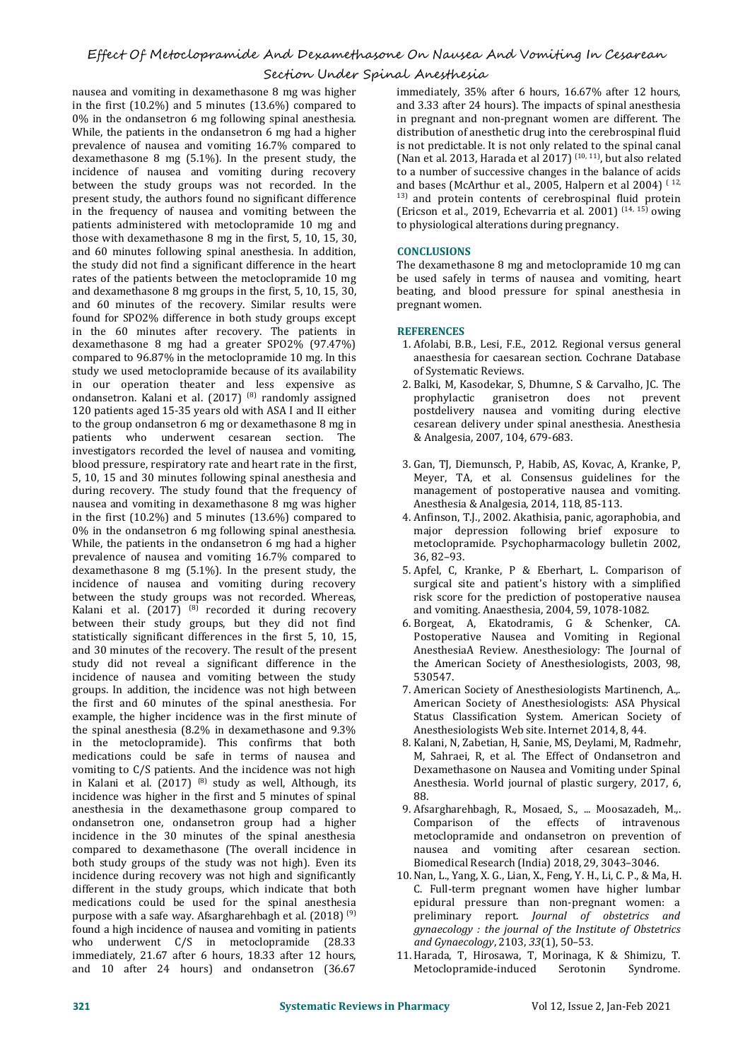nausea and vomiting in dexamethasone 8 mg was higher in the first (10.2%) and 5 minutes (13.6%) compared to 0% in the ondansetron 6 mg following spinal anesthesia. While, the patients in the ondansetron 6 mg had a higher prevalence of nausea and vomiting 16.7% compared to dexamethasone 8 mg (5.1%). In the present study, the incidence of nausea and vomiting during recovery between the study groups was not recorded. In the present study, the authors found no significant difference in the frequency of nausea and vomiting between the patients administered with metoclopramide 10 mg and those with dexamethasone 8 mg in the first, 5, 10, 15, 30, and 60 minutes following spinal anesthesia. In addition, the study did not find a significant difference in the heart rates of the patients between the metoclopramide 10 mg and dexamethasone 8 mg groups in the first, 5, 10, 15, 30, and 60 minutes of the recovery. Similar results were found for SPO2% difference in both study groups except in the 60 minutes after recovery. The patients in dexamethasone 8 mg had a greater SPO2% (97.47%) compared to 96.87% in the metoclopramide 10 mg. In this study we used metoclopramide because of its availability in our operation theater and less expensive as ondansetron. Kalani et al. (2017) [8] randomly assigned 120 patients aged 15-35 years old with ASA I and II either to the group ondansetron 6 mg or dexamethasone 8 mg in patients who underwent cesarean section. The investigators recorded the level of nausea and vomiting, blood pressure, respiratory rate and heart rate in the first, 5, 10, 15 and 30 minutes following spinal anesthesia and during recovery. The study found that the frequency of nausea and vomiting in dexamethasone 8 mg was higher in the first (10.2%) and 5 minutes (13.6%) compared to 0% in the ondansetron 6 mg following spinal anesthesia. While, the patients in the ondansetron 6 mg had a higher prevalence of nausea and vomiting 16.7% compared to dexamethasone 8 mg (5.1%). In the present study, the incidence of nausea and vomiting during recovery between the study groups was not recorded. Whereas, Kalani et al. (2017) [8] recorded it during recovery between their study groups, but they did not find statistically significant differences in the first 5, 10, 15, and 30 minutes of the recovery. The result of the present study did not reveal a significant difference in the incidence of nausea and vomiting between the study groups. In addition, the incidence was not high between the first and 60 minutes of the spinal anesthesia. For example, the higher incidence was in the first minute of the spinal anesthesia (8.2% in dexamethasone and 9.3% in the metoclopramide). This confirms that both medications could be safe in terms of nausea and vomiting to C/S patients. And the incidence was not high in Kalani et al. (2017) [8] study as well, Although, its incidence was higher in the first and 5 minutes of spinal anesthesia in the dexamethasone group compared to ondansetron one, ondansetron group had a higher incidence in the 30 minutes of the spinal anesthesia compared to dexamethasone (The overall incidence in both study groups of the study was not high). Even its incidence during recovery was not high and significantly different in the study groups, which indicate that both medications could be used for the spinal anesthesia purpose with a safe way. Afsargharehbagh et al. (2018) [9] found a high incidence of nausea and vomiting in patients who underwent C/S in metoclopramide (28.33 immediately, 21.67 after 6 hours, 18.33 after 12 hours, and 10 after 24 hours) and ondansetron (36.67 immediately, 35% after 6 hours, 16.67% after 12 hours, and 3.33 after 24 hours). The impacts of spinal anesthesia in pregnant and non-pregnant women are different. The distribution of anesthetic drug into the cerebrospinal fluid is not predictable. It is not only related to the spinal canal (Nan et al. 2013, Harada et al 2017) [10, 11], but also related to a number of successive changes in the balance of acids and bases (McArthur et al., 2005, Halpern et al 2004) [12, 13] and protein contents of cerebrospinal fluid protein (Ericson et al., 2019, Echevarria et al. 2001) [14, 15] owing to physiological alterations during pregnancy.

## CONCLUSIONS

The dexamethasone 8 mg and metoclopramide 10 mg can be used safely in terms of nausea and vomiting, heart beating, and blood pressure for spinal anesthesia in pregnant women.

## REFERENCES

1. Afolabi, B.B., Lesi, F.E., 2012. Regional versus general anaesthesia for caesarean section. Cochrane Database of Systematic Reviews.
2. Balki, M, Kasodekar, S, Dhumne, S & Carvalho, JC. The prophylactic granisetron does not prevent postdelivery nausea and vomiting during elective cesarean delivery under spinal anesthesia. Anesthesia & Analgesia, 2007, 104, 679-683.
3. Gan, TJ, Diemunsch, P, Habib, AS, Kovac, A, Kranke, P, Meyer, TA, et al. Consensus guidelines for the management of postoperative nausea and vomiting. Anesthesia & Analgesia, 2014, 118, 85-113.
4. Anfinson, T.J., 2002. Akathisia, panic, agoraphobia, and major depression following brief exposure to metoclopramide. Psychopharmacology bulletin 2002, 36, 82–93.
5. Apfel, C, Kranke, P & Eberhart, L. Comparison of surgical site and patient's history with a simplified risk score for the prediction of postoperative nausea and vomiting. Anaesthesia, 2004, 59, 1078-1082.
6. Borgeat, A, Ekatodramis, G & Schenker, CA. Postoperative Nausea and Vomiting in Regional AnesthesiaA Review. Anesthesiology: The Journal of the American Society of Anesthesiologists, 2003, 98, 530547.
7. American Society of Anesthesiologists Martinench, A.,. American Society of Anesthesiologists: ASA Physical Status Classification System. American Society of Anesthesiologists Web site. Internet 2014, 8, 44.
8. Kalani, N, Zabetian, H, Sanie, MS, Deylami, M, Radmehr, M, Sahraei, R, et al. The Effect of Ondansetron and Dexamethasone on Nausea and Vomiting under Spinal Anesthesia. World journal of plastic surgery, 2017, 6, 88.
9. Afsargharehbagh, R., Mosaed, S., ... Moosazadeh, M.,. Comparison of the effects of intravenous metoclopramide and ondansetron on prevention of nausea and vomiting after cesarean section. Biomedical Research (India) 2018, 29, 3043–3046.
10. Nan, L., Yang, X. G., Lian, X., Feng, Y. H., Li, C. P., & Ma, H. C. Full-term pregnant women have higher lumbar epidural pressure than non-pregnant women: a preliminary report. *Journal of obstetrics and gynaecology : the journal of the Institute of Obstetrics and Gynaecology*, 2103, *33*(1), 50–53.
11. Harada, T, Hirosawa, T, Morinaga, K & Shimizu, T. Metoclopramide-induced Serotonin Syndrome.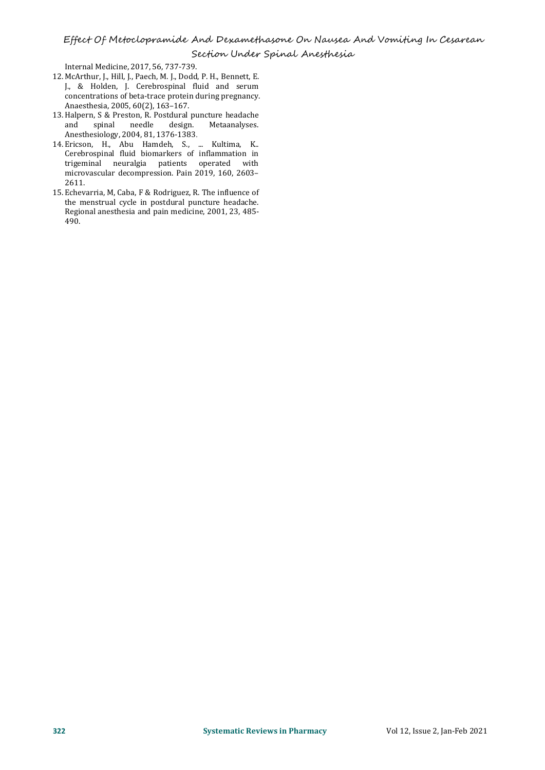Internal Medicine, 2017, 56, 737-739.

12. McArthur, J., Hill, J., Paech, M. J., Dodd, P. H., Bennett, E. J., & Holden, J. Cerebrospinal fluid and serum concentrations of beta-trace protein during pregnancy. Anaesthesia, 2005, 60(2), 163–167.
13. Halpern, S & Preston, R. Postdural puncture headache and spinal needle design. Metaanalyses. Anesthesiology, 2004, 81, 1376-1383.
14. Ericson, H., Abu Hamdeh, S., ... Kultima, K.. Cerebrospinal fluid biomarkers of inflammation in trigeminal neuralgia patients operated with microvascular decompression. Pain 2019, 160, 2603–2611.
15. Echevarria, M, Caba, F & Rodriguez, R. The influence of the menstrual cycle in postdural puncture headache. Regional anesthesia and pain medicine, 2001, 23, 485-490.